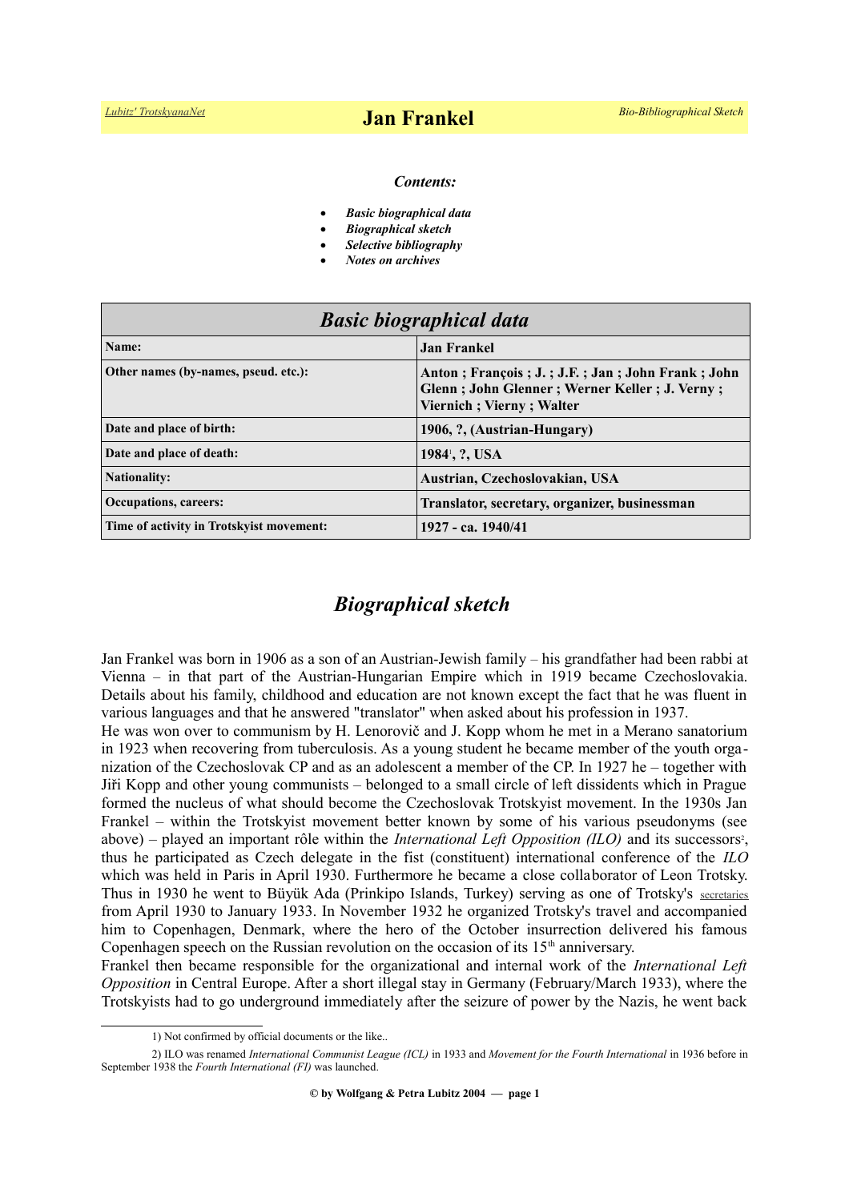# Jan Frankel

*Contents:*

- *Basic biographical data*
- *Biographical sketch*
- *Selective bibliography*
- *Notes on archives*

| *Basic biographical data* | |
|---|---|
| **Name:** | **Jan Frankel** |
| **Other names (by-names, pseud. etc.):** | **Anton ; François ; J. ; J.F. ; Jan ; John Frank ; John Glenn ; John Glenner ; Werner Keller ; J. Verny ; Viernich ; Vierny ; Walter** |
| **Date and place of birth:** | **1906, ?, (Austrian-Hungary)** |
| **Date and place of death:** | **1984[1], ?, USA** |
| **Nationality:** | **Austrian, Czechoslovakian, USA** |
| **Occupations, careers:** | **Translator, secretary, organizer, businessman** |
| **Time of activity in Trotskyist movement:** | **1927 - ca. 1940/41** |

## *Biographical sketch*

Jan Frankel was born in 1906 as a son of an Austrian-Jewish family – his grandfather had been rabbi at Vienna – in that part of the Austrian-Hungarian Empire which in 1919 became Czechoslovakia. Details about his family, childhood and education are not known except the fact that he was fluent in various languages and that he answered "translator" when asked about his profession in 1937.

He was won over to communism by H. Lenorovič and J. Kopp whom he met in a Merano sanatorium in 1923 when recovering from tuberculosis. As a young student he became member of the youth organization of the Czechoslovak CP and as an adolescent a member of the CP. In 1927 he – together with Jiři Kopp and other young communists – belonged to a small circle of left dissidents which in Prague formed the nucleus of what should become the Czechoslovak Trotskyist movement. In the 1930s Jan Frankel – within the Trotskyist movement better known by some of his various pseudonyms (see above) – played an important rôle within the *International Left Opposition (ILO)* and its successors[2], thus he participated as Czech delegate in the fist (constituent) international conference of the *ILO* which was held in Paris in April 1930. Furthermore he became a close collaborator of Leon Trotsky. Thus in 1930 he went to Büyük Ada (Prinkipo Islands, Turkey) serving as one of Trotsky's secretaries from April 1930 to January 1933. In November 1932 he organized Trotsky's travel and accompanied him to Copenhagen, Denmark, where the hero of the October insurrection delivered his famous Copenhagen speech on the Russian revolution on the occasion of its 15th anniversary.

Frankel then became responsible for the organizational and internal work of the *International Left Opposition* in Central Europe. After a short illegal stay in Germany (February/March 1933), where the Trotskyists had to go underground immediately after the seizure of power by the Nazis, he went back

---

1) Not confirmed by official documents or the like..

2) ILO was renamed *International Communist League (ICL)* in 1933 and *Movement for the Fourth International* in 1936 before in September 1938 the *Fourth International (FI)* was launched.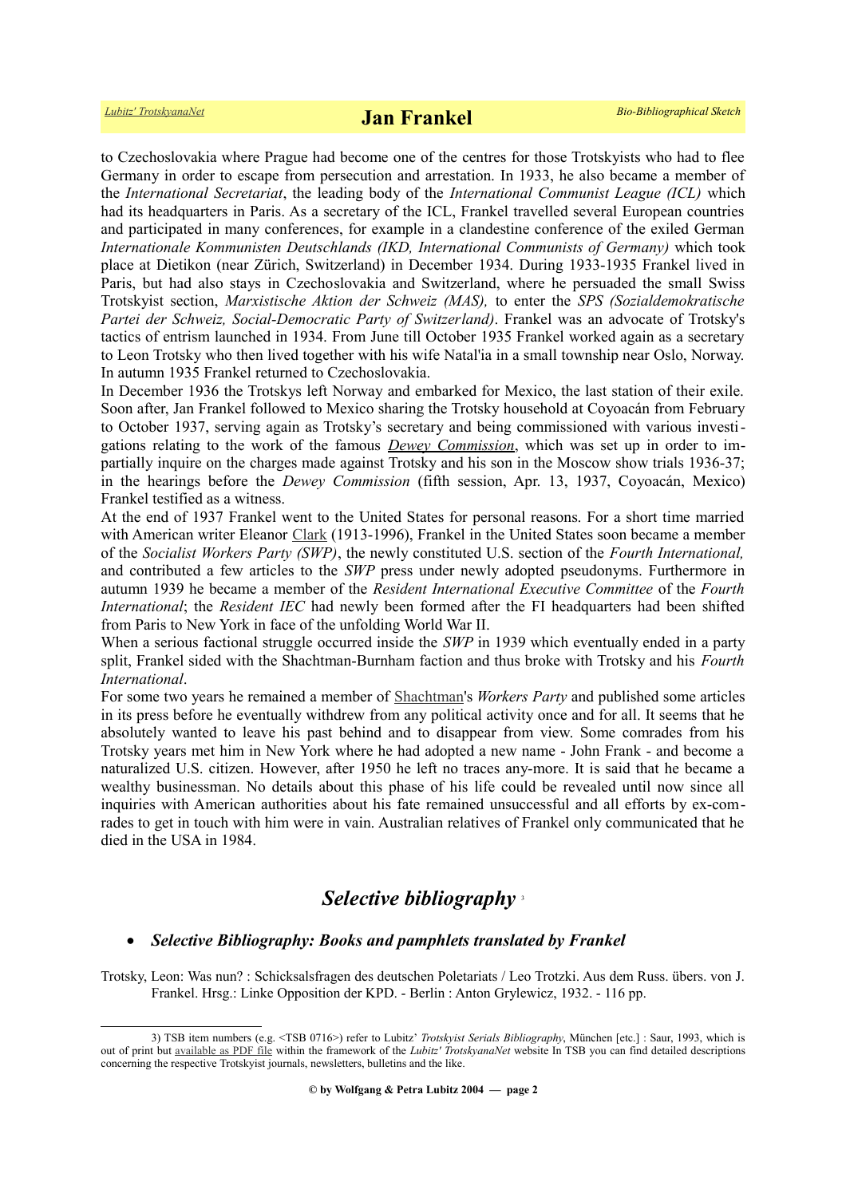to Czechoslovakia where Prague had become one of the centres for those Trotskyists who had to flee Germany in order to escape from persecution and arrestation. In 1933, he also became a member of the *International Secretariat*, the leading body of the *International Communist League (ICL)* which had its headquarters in Paris. As a secretary of the ICL, Frankel travelled several European countries and participated in many conferences, for example in a clandestine conference of the exiled German *Internationale Kommunisten Deutschlands (IKD, International Communists of Germany)* which took place at Dietikon (near Zürich, Switzerland) in December 1934. During 1933-1935 Frankel lived in Paris, but had also stays in Czechoslovakia and Switzerland, where he persuaded the small Swiss Trotskyist section, *Marxistische Aktion der Schweiz (MAS),* to enter the *SPS (Sozialdemokratische Partei der Schweiz, Social-Democratic Party of Switzerland)*. Frankel was an advocate of Trotsky's tactics of entrism launched in 1934. From June till October 1935 Frankel worked again as a secretary to Leon Trotsky who then lived together with his wife Natal'ia in a small township near Oslo, Norway. In autumn 1935 Frankel returned to Czechoslovakia.

In December 1936 the Trotskys left Norway and embarked for Mexico, the last station of their exile. Soon after, Jan Frankel followed to Mexico sharing the Trotsky household at Coyoacán from February to October 1937, serving again as Trotsky's secretary and being commissioned with various investigations relating to the work of the famous *Dewey Commission*, which was set up in order to impartially inquire on the charges made against Trotsky and his son in the Moscow show trials 1936-37; in the hearings before the *Dewey Commission* (fifth session, Apr. 13, 1937, Coyoacán, Mexico) Frankel testified as a witness.

At the end of 1937 Frankel went to the United States for personal reasons. For a short time married with American writer Eleanor Clark (1913-1996), Frankel in the United States soon became a member of the *Socialist Workers Party (SWP)*, the newly constituted U.S. section of the *Fourth International,* and contributed a few articles to the *SWP* press under newly adopted pseudonyms. Furthermore in autumn 1939 he became a member of the *Resident International Executive Committee* of the *Fourth International*; the *Resident IEC* had newly been formed after the FI headquarters had been shifted from Paris to New York in face of the unfolding World War II.

When a serious factional struggle occurred inside the *SWP* in 1939 which eventually ended in a party split, Frankel sided with the Shachtman-Burnham faction and thus broke with Trotsky and his *Fourth International*.

For some two years he remained a member of Shachtman's *Workers Party* and published some articles in its press before he eventually withdrew from any political activity once and for all. It seems that he absolutely wanted to leave his past behind and to disappear from view. Some comrades from his Trotsky years met him in New York where he had adopted a new name - John Frank - and become a naturalized U.S. citizen. However, after 1950 he left no traces any-more. It is said that he became a wealthy businessman. No details about this phase of his life could be revealed until now since all inquiries with American authorities about his fate remained unsuccessful and all efforts by ex-comrades to get in touch with him were in vain. Australian relatives of Frankel only communicated that he died in the USA in 1984.

## *Selective bibliography* [3]

- ***Selective Bibliography: Books and pamphlets translated by Frankel***

Trotsky, Leon: Was nun? : Schicksalsfragen des deutschen Poletariats / Leo Trotzki. Aus dem Russ. übers. von J. Frankel. Hrsg.: Linke Opposition der KPD. - Berlin : Anton Grylewicz, 1932. - 116 pp.

3) TSB item numbers (e.g. <TSB 0716>) refer to Lubitz' *Trotskyist Serials Bibliography*, München [etc.] : Saur, 1993, which is out of print but available as PDF file within the framework of the *Lubitz' TrotskyanaNet* website In TSB you can find detailed descriptions concerning the respective Trotskyist journals, newsletters, bulletins and the like.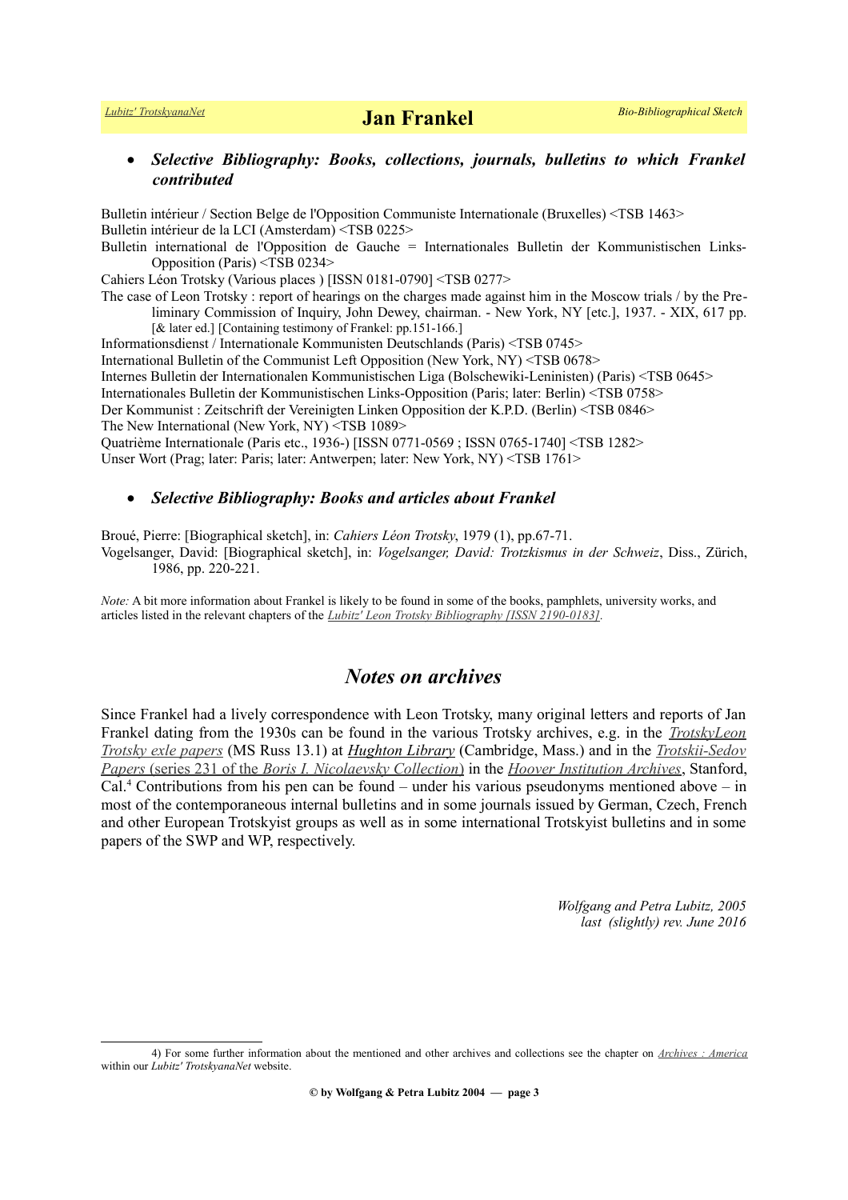- ***Selective Bibliography: Books, collections, journals, bulletins to which Frankel contributed***

Bulletin intérieur / Section Belge de l'Opposition Communiste Internationale (Bruxelles) <TSB 1463>
Bulletin intérieur de la LCI (Amsterdam) <TSB 0225>
Bulletin international de l'Opposition de Gauche = Internationales Bulletin der Kommunistischen Links-Opposition (Paris) <TSB 0234>
Cahiers Léon Trotsky (Various places ) [ISSN 0181-0790] <TSB 0277>
The case of Leon Trotsky : report of hearings on the charges made against him in the Moscow trials / by the Preliminary Commission of Inquiry, John Dewey, chairman. - New York, NY [etc.], 1937. - XIX, 617 pp. [& later ed.] [Containing testimony of Frankel: pp.151-166.]
Informationsdienst / Internationale Kommunisten Deutschlands (Paris) <TSB 0745>
International Bulletin of the Communist Left Opposition (New York, NY) <TSB 0678>
Internes Bulletin der Internationalen Kommunistischen Liga (Bolschewiki-Leninisten) (Paris) <TSB 0645>
Internationales Bulletin der Kommunistischen Links-Opposition (Paris; later: Berlin) <TSB 0758>
Der Kommunist : Zeitschrift der Vereinigten Linken Opposition der K.P.D. (Berlin) <TSB 0846>
The New International (New York, NY) <TSB 1089>
Quatrième Internationale (Paris etc., 1936-) [ISSN 0771-0569 ; ISSN 0765-1740] <TSB 1282>
Unser Wort (Prag; later: Paris; later: Antwerpen; later: New York, NY) <TSB 1761>

- ***Selective Bibliography: Books and articles about Frankel***

Broué, Pierre: [Biographical sketch], in: *Cahiers Léon Trotsky*, 1979 (1), pp.67-71.
Vogelsanger, David: [Biographical sketch], in: *Vogelsanger, David: Trotzkismus in der Schweiz*, Diss., Zürich, 1986, pp. 220-221.

*Note:* A bit more information about Frankel is likely to be found in some of the books, pamphlets, university works, and articles listed in the relevant chapters of the *Lubitz' Leon Trotsky Bibliography [ISSN 2190-0183]*.

## *Notes on archives*

Since Frankel had a lively correspondence with Leon Trotsky, many original letters and reports of Jan Frankel dating from the 1930s can be found in the various Trotsky archives, e.g. in the *TrotskyLeon Trotsky exle papers* (MS Russ 13.1) at ***Hughton Library*** (Cambridge, Mass.) and in the *Trotskii-Sedov Papers* (series 231 of the *Boris I. Nicolaevsky Collection*) in the *Hoover Institution Archives*, Stanford, Cal.[4] Contributions from his pen can be found – under his various pseudonyms mentioned above – in most of the contemporaneous internal bulletins and in some journals issued by German, Czech, French and other European Trotskyist groups as well as in some international Trotskyist bulletins and in some papers of the SWP and WP, respectively.

*Wolfgang and Petra Lubitz, 2005*
*last (slightly) rev. June 2016*

4) For some further information about the mentioned and other archives and collections see the chapter on *Archives : America* within our *Lubitz' TrotskyanaNet* website.